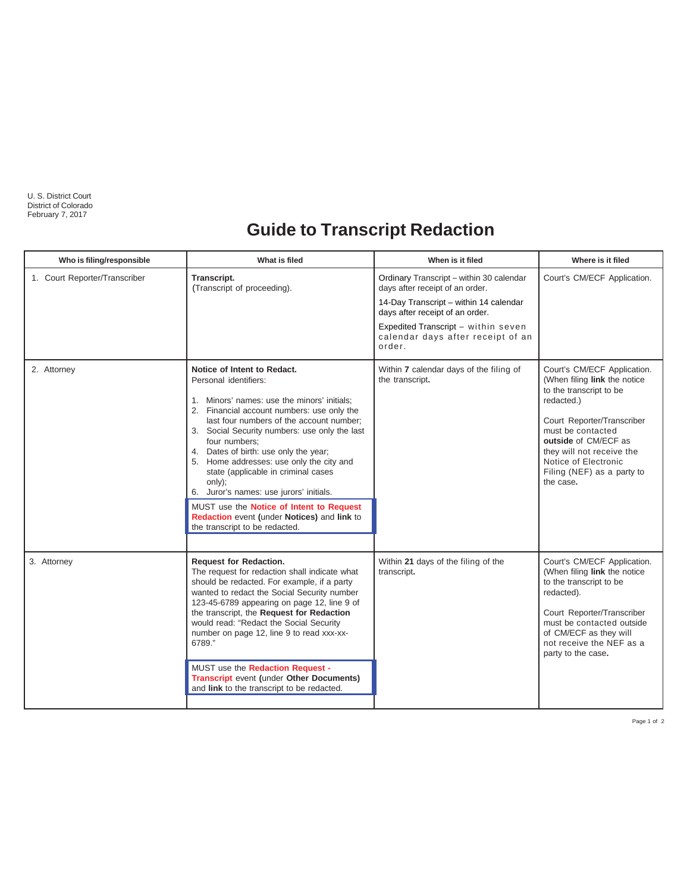U. S. District Court
District of Colorado
February 7, 2017

# Guide to Transcript Redaction

| Who is filing/responsible | What is filed | When is it filed | Where is it filed |
|---|---|---|---|
| 1. Court Reporter/Transcriber | **Transcript.** (Transcript of proceeding). | Ordinary Transcript – within 30 calendar days after receipt of an order.<br><br>14-Day Transcript – within 14 calendar days after receipt of an order.<br><br>Expedited Transcript – within seven calendar days after receipt of an order. | Court's CM/ECF Application. |
| 2. Attorney | **Notice of Intent to Redact.**<br>Personal identifiers:<br><br>1. Minors' names: use the minors' initials;<br>2. Financial account numbers: use only the last four numbers of the account number;<br>3. Social Security numbers: use only the last four numbers;<br>4. Dates of birth: use only the year;<br>5. Home addresses: use only the city and state (applicable in criminal cases only);<br>6. Juror's names: use jurors' initials.<br><br>MUST use the **Notice of Intent to Request Redaction** event (under **Notices)** and **link** to the transcript to be redacted. | Within **7** calendar days of the filing of the transcript**.** | Court's CM/ECF Application. (When filing **link** the notice to the transcript to be redacted.)<br><br>Court Reporter/Transcriber must be contacted **outside** of CM/ECF as they will not receive the Notice of Electronic Filing (NEF) as a party to the case**.** |
| 3. Attorney | **Request for Redaction.**<br>The request for redaction shall indicate what should be redacted. For example, if a party wanted to redact the Social Security number 123-45-6789 appearing on page 12, line 9 of the transcript, the **Request for Redaction** would read: "Redact the Social Security number on page 12, line 9 to read xxx-xx-6789."<br><br>MUST use the **Redaction Request - Transcript** event (under **Other Documents)** and **link** to the transcript to be redacted. | Within **21** days of the filing of the transcript**.** | Court's CM/ECF Application. (When filing **link** the notice to the transcript to be redacted).<br><br>Court Reporter/Transcriber must be contacted outside of CM/ECF as they will not receive the NEF as a party to the case**.** |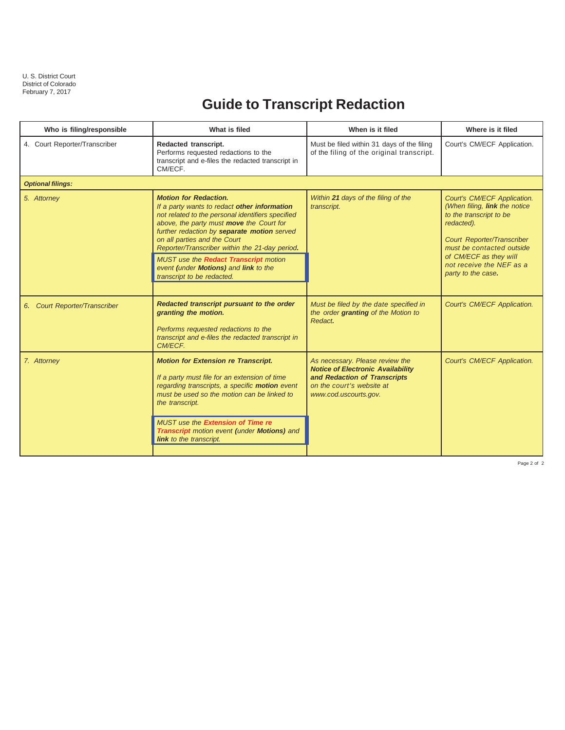U. S. District Court
District of Colorado
February 7, 2017

# Guide to Transcript Redaction

| Who is filing/responsible | What is filed | When is it filed | Where is it filed |
|---|---|---|---|
| 4. Court Reporter/Transcriber | **Redacted transcript.** Performs requested redactions to the transcript and e-files the redacted transcript in CM/ECF. | Must be filed within 31 days of the filing of the filing of the original transcript. | Court's CM/ECF Application. |
| ***Optional filings:*** | | | |
| *5. Attorney* | ***Motion for Redaction.*** *If a party wants to redact **other information** not related to the personal identifiers specified above, the party must **move** the Court for further redaction by **separate motion** served on all parties and the Court Reporter/Transcriber within the 21-day period.* *MUST use the **Redact Transcript** motion event (under **Motions**) and **link** to the transcript to be redacted.* | *Within **21** days of the filing of the transcript.* | *Court's CM/ECF Application. (When filing, **link** the notice to the transcript to be redacted).* *Court Reporter/Transcriber must be contacted outside of CM/ECF as they will not receive the NEF as a party to the case.* |
| *6. Court Reporter/Transcriber* | ***Redacted transcript pursuant to the order granting the motion.*** *Performs requested redactions to the transcript and e-files the redacted transcript in CM/ECF.* | *Must be filed by the date specified in the order **granting** of the Motion to Redact.* | *Court's CM/ECF Application.* |
| *7. Attorney* | ***Motion for Extension re Transcript.*** *If a party must file for an extension of time regarding transcripts, a specific **motion** event must be used so the motion can be linked to the transcript.* *MUST use the **Extension of Time re Transcript** motion event (under **Motions**) and **link** to the transcript.* | *As necessary. Please review the **Notice of Electronic Availability and Redaction of Transcripts** on the court's website at www.cod.uscourts.gov.* | *Court's CM/ECF Application.* |